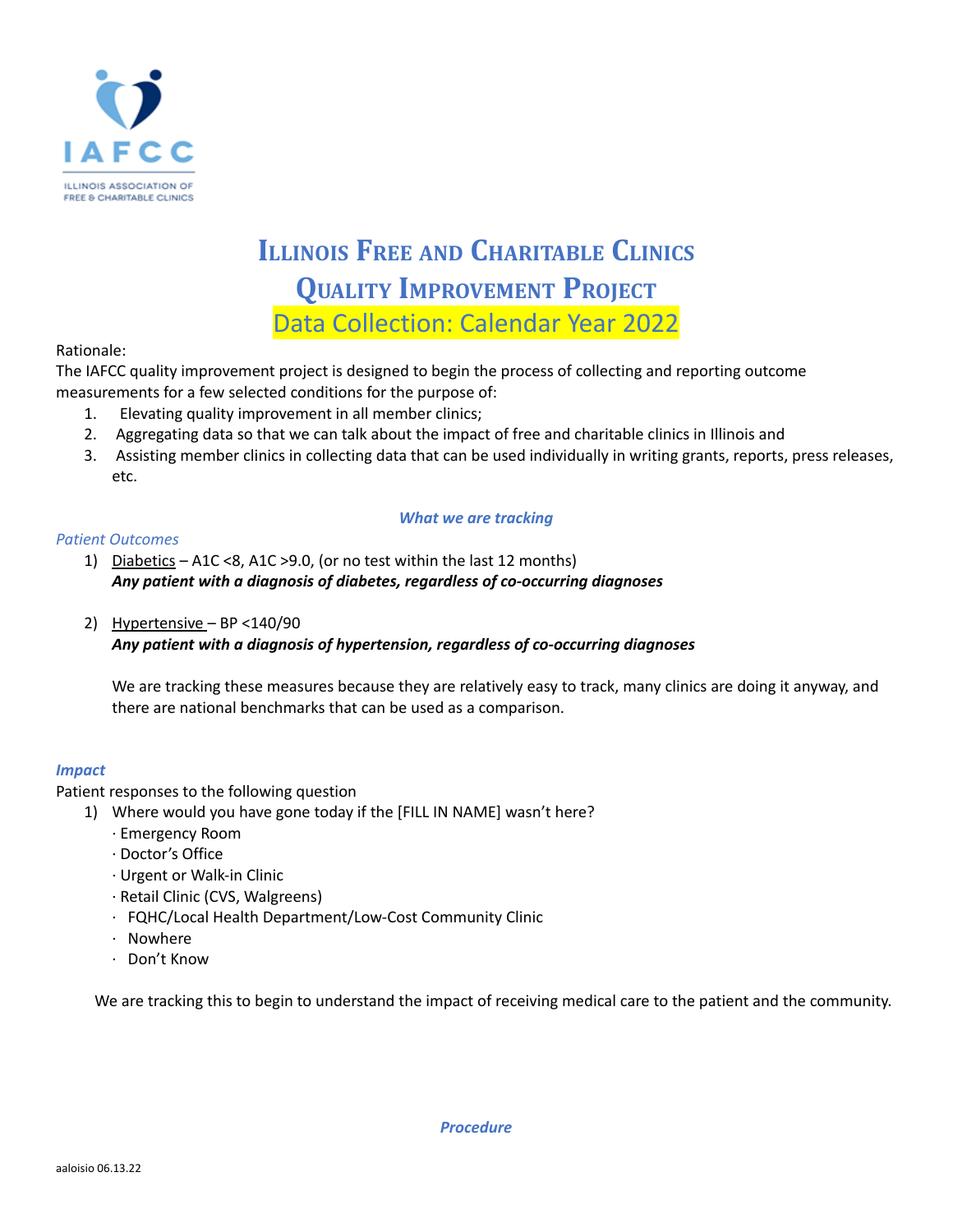# Illinois Free and Charitable Clinics

# Quality Improvement Project

# Data Collection: Calendar Year 2022

Rationale:

The IAFCC quality improvement project is designed to begin the process of collecting and reporting outcome measurements for a few selected conditions for the purpose of:

1. Elevating quality improvement in all member clinics;
2. Aggregating data so that we can talk about the impact of free and charitable clinics in Illinois and
3. Assisting member clinics in collecting data that can be used individually in writing grants, reports, press releases, etc.

## *What we are tracking*

### *Patient Outcomes*

1) Diabetics – A1C <8, A1C >9.0, (or no test within the last 12 months)
   ***Any patient with a diagnosis of diabetes, regardless of co-occurring diagnoses***

2) Hypertensive – BP <140/90
   ***Any patient with a diagnosis of hypertension, regardless of co-occurring diagnoses***

   We are tracking these measures because they are relatively easy to track, many clinics are doing it anyway, and there are national benchmarks that can be used as a comparison.

### *Impact*

Patient responses to the following question

1) Where would you have gone today if the [FILL IN NAME] wasn't here?
   - Emergency Room
   - Doctor's Office
   - Urgent or Walk-in Clinic
   - Retail Clinic (CVS, Walgreens)
   - FQHC/Local Health Department/Low-Cost Community Clinic
   - Nowhere
   - Don't Know

We are tracking this to begin to understand the impact of receiving medical care to the patient and the community.

## *Procedure*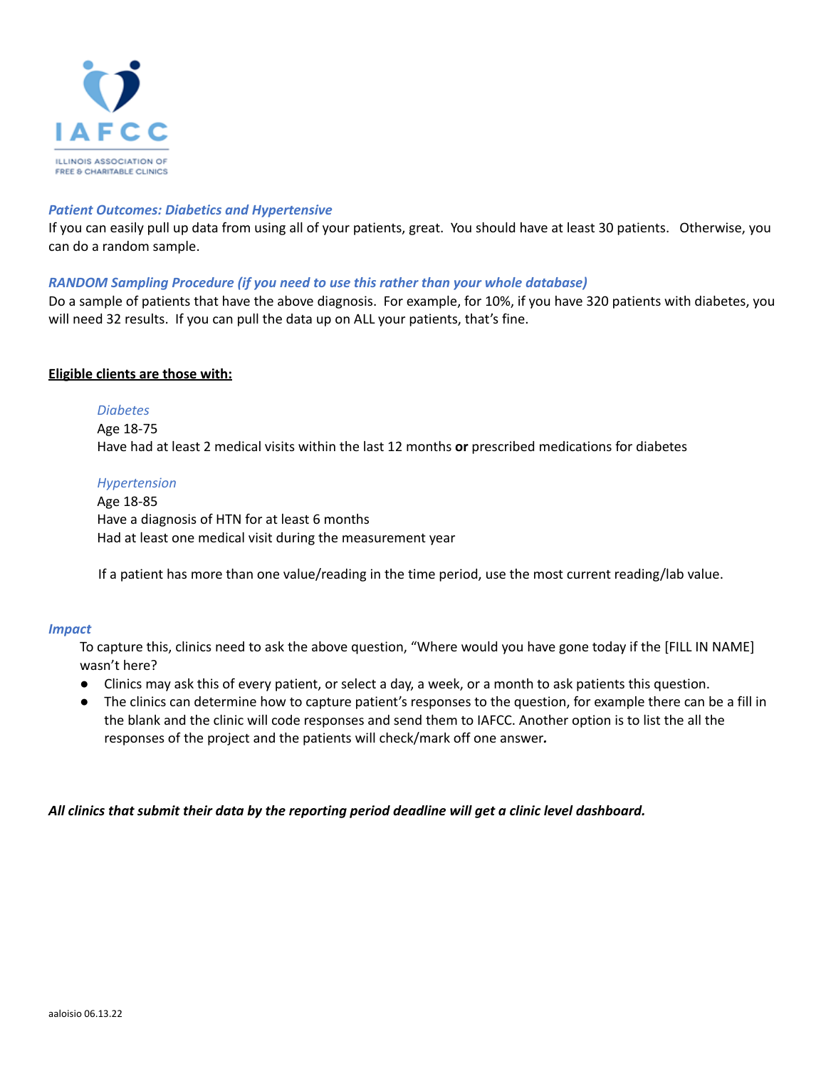***Patient Outcomes: Diabetics and Hypertensive***

If you can easily pull up data from using all of your patients, great. You should have at least 30 patients. Otherwise, you can do a random sample.

***RANDOM Sampling Procedure (if you need to use this rather than your whole database)***

Do a sample of patients that have the above diagnosis. For example, for 10%, if you have 320 patients with diabetes, you will need 32 results. If you can pull the data up on ALL your patients, that's fine.

**<u>Eligible clients are those with:</u>**

*Diabetes*
Age 18-75
Have had at least 2 medical visits within the last 12 months **or** prescribed medications for diabetes

*Hypertension*
Age 18-85
Have a diagnosis of HTN for at least 6 months
Had at least one medical visit during the measurement year

If a patient has more than one value/reading in the time period, use the most current reading/lab value.

***Impact***

To capture this, clinics need to ask the above question, "Where would you have gone today if the [FILL IN NAME] wasn't here?

- Clinics may ask this of every patient, or select a day, a week, or a month to ask patients this question.
- The clinics can determine how to capture patient's responses to the question, for example there can be a fill in the blank and the clinic will code responses and send them to IAFCC. Another option is to list the all the responses of the project and the patients will check/mark off one answer**.**

***All clinics that submit their data by the reporting period deadline will get a clinic level dashboard.***

aaloisio 06.13.22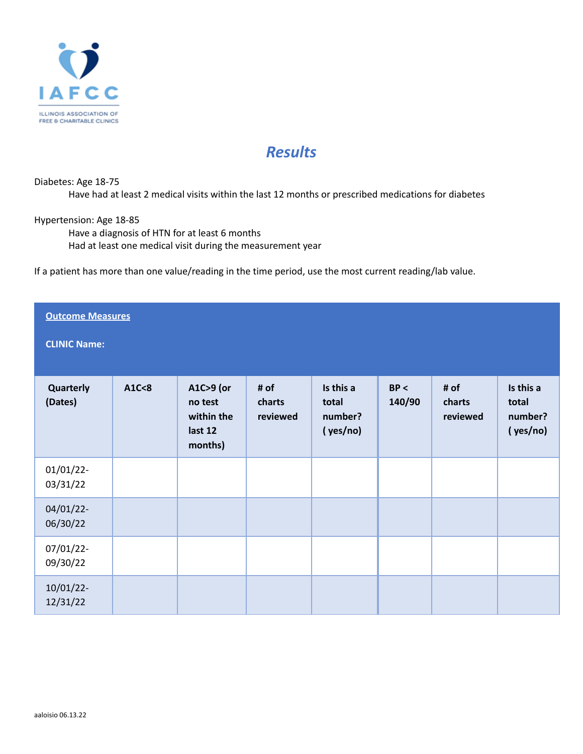# *Results*

Diabetes: Age 18-75

Have had at least 2 medical visits within the last 12 months or prescribed medications for diabetes

Hypertension: Age 18-85

Have a diagnosis of HTN for at least 6 months

Had at least one medical visit during the measurement year

If a patient has more than one value/reading in the time period, use the most current reading/lab value.

**Outcome Measures**

**CLINIC Name:**

| Quarterly (Dates) | A1C<8 | A1C>9 (or no test within the last 12 months) | # of charts reviewed | Is this a total number? ( yes/no) | BP < 140/90 | # of charts reviewed | Is this a total number? ( yes/no) |
|---|---|---|---|---|---|---|---|
| 01/01/22-03/31/22 | | | | | | | |
| 04/01/22-06/30/22 | | | | | | | |
| 07/01/22-09/30/22 | | | | | | | |
| 10/01/22-12/31/22 | | | | | | | |

aaloisio 06.13.22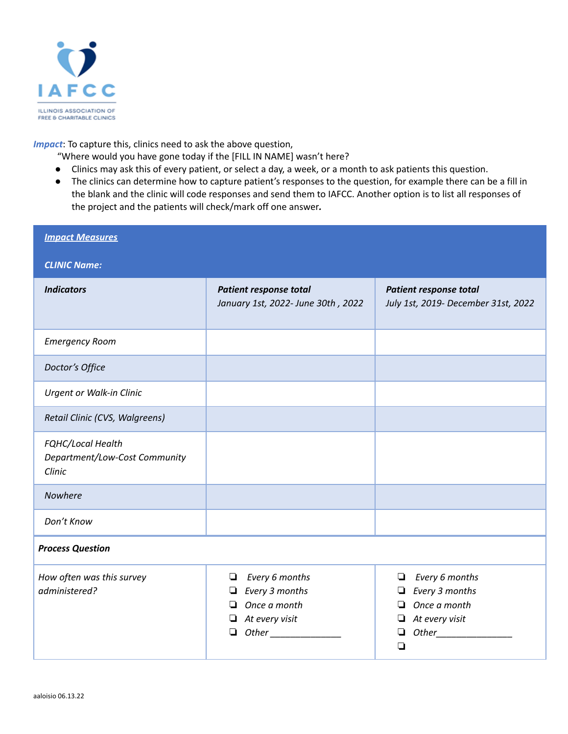IAFCC

ILLINOIS ASSOCIATION OF FREE & CHARITABLE CLINICS

***Impact***: To capture this, clinics need to ask the above question,

"Where would you have gone today if the [FILL IN NAME] wasn't here?

- Clinics may ask this of every patient, or select a day, a week, or a month to ask patients this question.
- The clinics can determine how to capture patient's responses to the question, for example there can be a fill in the blank and the clinic will code responses and send them to IAFCC. Another option is to list all responses of the project and the patients will check/mark off one answer.

| ***Impact Measures***<br><br>***CLINIC Name:*** | | |
|---|---|---|
| ***Indicators*** | ***Patient response total***<br>*January 1st, 2022- June 30th , 2022* | ***Patient response total***<br>*July 1st, 2019- December 31st, 2022* |
| *Emergency Room* | | |
| *Doctor's Office* | | |
| *Urgent or Walk-in Clinic* | | |
| *Retail Clinic (CVS, Walgreens)* | | |
| *FQHC/Local Health Department/Low-Cost Community Clinic* | | |
| *Nowhere* | | |
| *Don't Know* | | |
| ***Process Question*** | | |
| *How often was this survey administered?* | ❏ *Every 6 months*<br>❏ *Every 3 months*<br>❏ *Once a month*<br>❏ *At every visit*<br>❏ *Other \_\_\_\_\_\_\_\_\_\_\_\_\_\_* | ❏ *Every 6 months*<br>❏ *Every 3 months*<br>❏ *Once a month*<br>❏ *At every visit*<br>❏ *Other\_\_\_\_\_\_\_\_\_\_\_\_\_\_\_*<br>❏ |

aaloisio 06.13.22